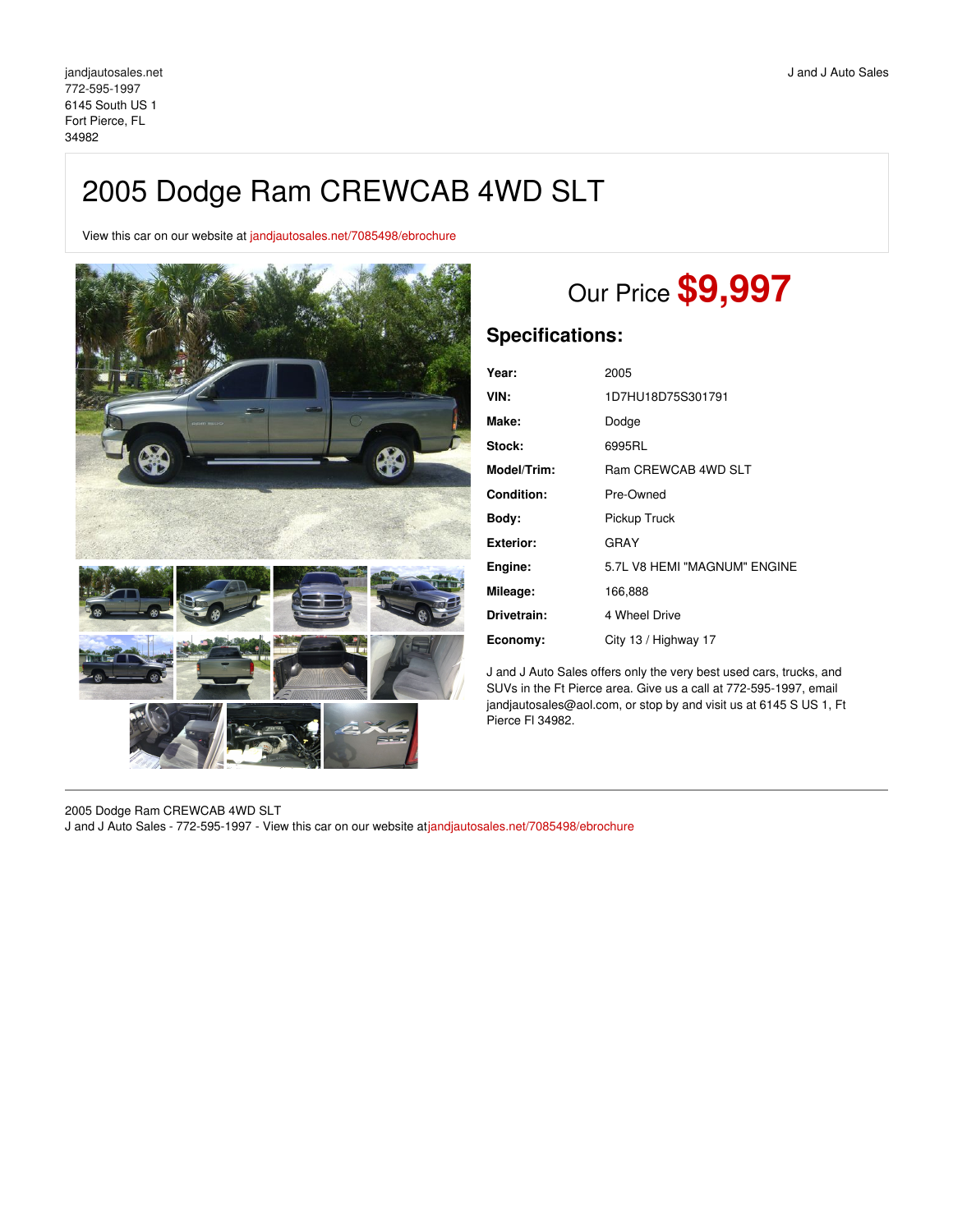jandjautosales.net
772-595-1997
6145 South US 1
Fort Pierce, FL
34982

J and J Auto Sales

# 2005 Dodge Ram CREWCAB 4WD SLT

View this car on our website at jandjautosales.net/7085498/ebrochure

## Our Price **$9,997**

### Specifications:

| | |
|---|---|
| **Year:** | 2005 |
| **VIN:** | 1D7HU18D75S301791 |
| **Make:** | Dodge |
| **Stock:** | 6995RL |
| **Model/Trim:** | Ram CREWCAB 4WD SLT |
| **Condition:** | Pre-Owned |
| **Body:** | Pickup Truck |
| **Exterior:** | GRAY |
| **Engine:** | 5.7L V8 HEMI "MAGNUM" ENGINE |
| **Mileage:** | 166,888 |
| **Drivetrain:** | 4 Wheel Drive |
| **Economy:** | City 13 / Highway 17 |

J and J Auto Sales offers only the very best used cars, trucks, and SUVs in the Ft Pierce area. Give us a call at 772-595-1997, email jandjautosales@aol.com, or stop by and visit us at 6145 S US 1, Ft Pierce Fl 34982.

---

2005 Dodge Ram CREWCAB 4WD SLT
J and J Auto Sales - 772-595-1997 - View this car on our website atjandjautosales.net/7085498/ebrochure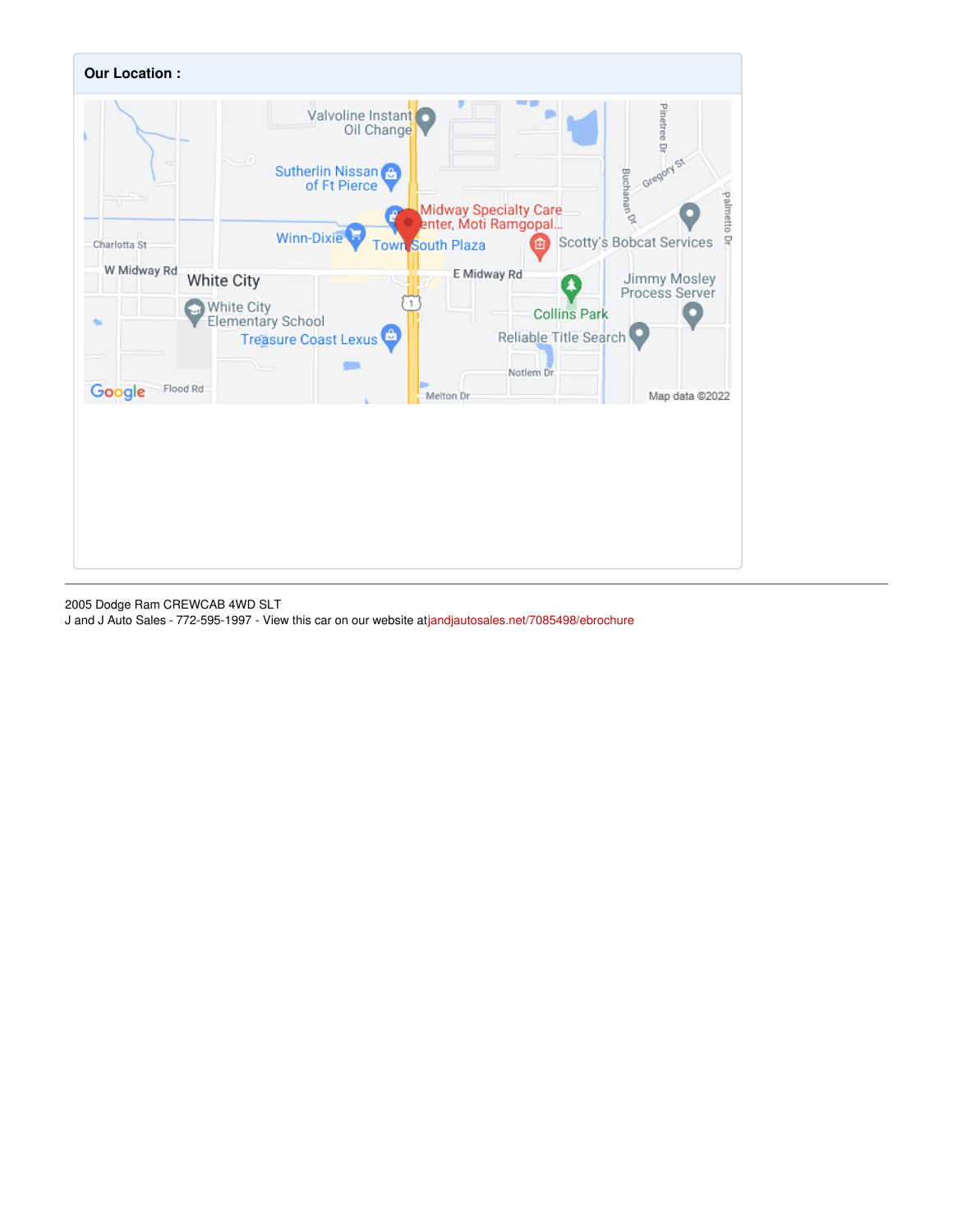**Our Location :**

2005 Dodge Ram CREWCAB 4WD SLT
J and J Auto Sales - 772-595-1997 - View this car on our website atjandjautosales.net/7085498/ebrochure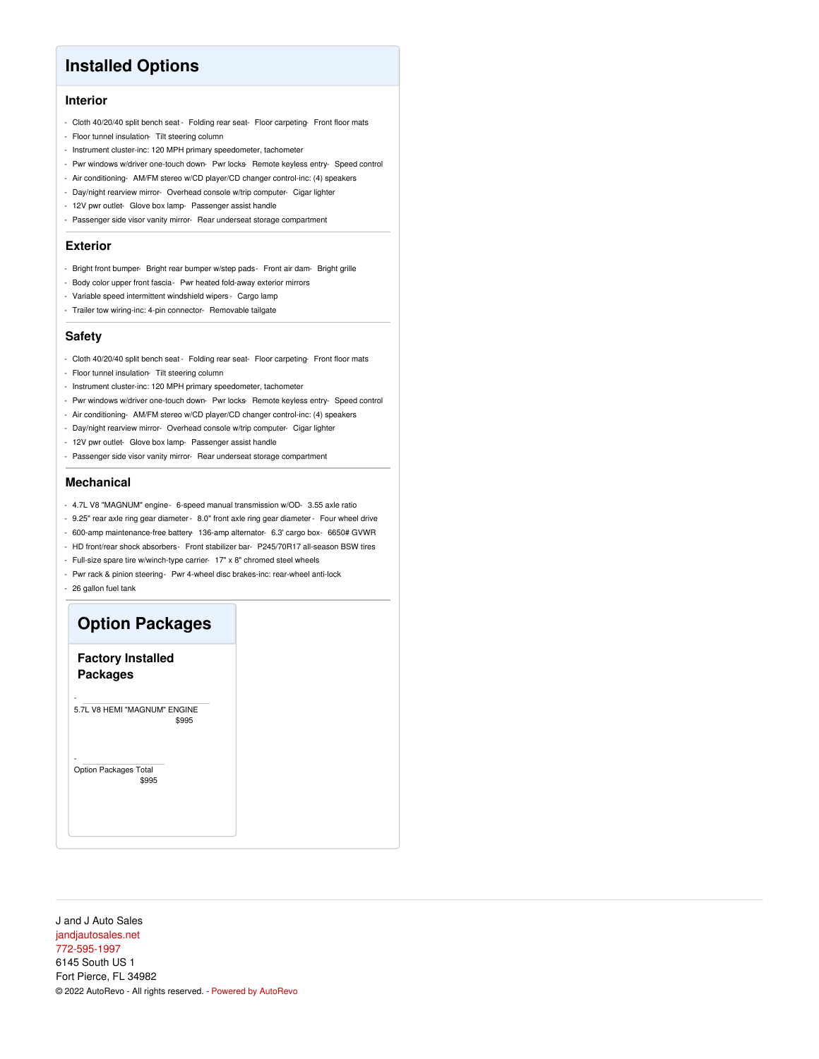# Installed Options

## Interior

- Cloth 40/20/40 split bench seat
- Folding rear seat
- Floor carpeting
- Front floor mats
- Floor tunnel insulation
- Tilt steering column
- Instrument cluster-inc: 120 MPH primary speedometer, tachometer
- Pwr windows w/driver one-touch down
- Pwr locks
- Remote keyless entry
- Speed control
- Air conditioning
- AM/FM stereo w/CD player/CD changer control-inc: (4) speakers
- Day/night rearview mirror
- Overhead console w/trip computer
- Cigar lighter
- 12V pwr outlet
- Glove box lamp
- Passenger assist handle
- Passenger side visor vanity mirror
- Rear underseat storage compartment

## Exterior

- Bright front bumper
- Bright rear bumper w/step pads
- Front air dam
- Bright grille
- Body color upper front fascia
- Pwr heated fold-away exterior mirrors
- Variable speed intermittent windshield wipers
- Cargo lamp
- Trailer tow wiring-inc: 4-pin connector
- Removable tailgate

## Safety

- Cloth 40/20/40 split bench seat
- Folding rear seat
- Floor carpeting
- Front floor mats
- Floor tunnel insulation
- Tilt steering column
- Instrument cluster-inc: 120 MPH primary speedometer, tachometer
- Pwr windows w/driver one-touch down
- Pwr locks
- Remote keyless entry
- Speed control
- Air conditioning
- AM/FM stereo w/CD player/CD changer control-inc: (4) speakers
- Day/night rearview mirror
- Overhead console w/trip computer
- Cigar lighter
- 12V pwr outlet
- Glove box lamp
- Passenger assist handle
- Passenger side visor vanity mirror
- Rear underseat storage compartment

## Mechanical

- 4.7L V8 "MAGNUM" engine
- 6-speed manual transmission w/OD
- 3.55 axle ratio
- 9.25" rear axle ring gear diameter
- 8.0" front axle ring gear diameter
- Four wheel drive
- 600-amp maintenance-free battery
- 136-amp alternator
- 6.3' cargo box
- 6650# GVWR
- HD front/rear shock absorbers
- Front stabilizer bar
- P245/70R17 all-season BSW tires
- Full-size spare tire w/winch-type carrier
- 17" x 8" chromed steel wheels
- Pwr rack & pinion steering
- Pwr 4-wheel disc brakes-inc: rear-wheel anti-lock
- 26 gallon fuel tank

# Option Packages

## Factory Installed Packages

- 5.7L V8 HEMI "MAGNUM" ENGINE $995

- Option Packages Total $995

J and J Auto Sales
jandjautosales.net
772-595-1997
6145 South US 1
Fort Pierce, FL 34982
© 2022 AutoRevo - All rights reserved. - Powered by AutoRevo